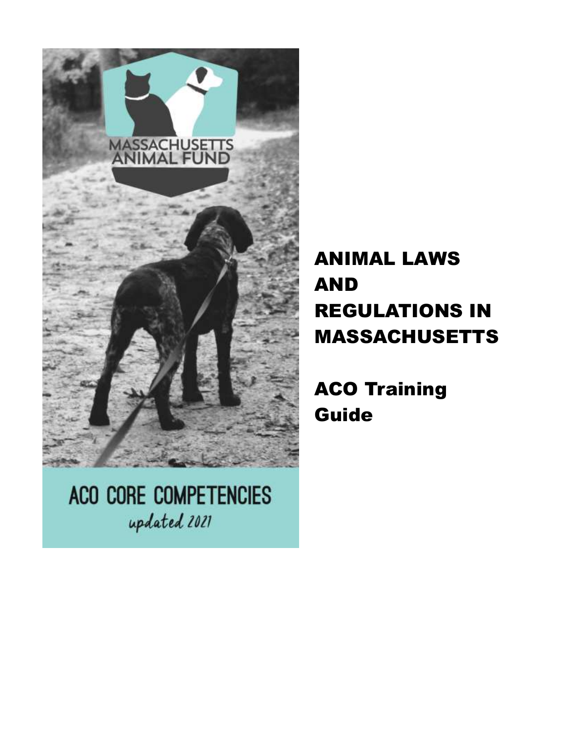MASSACHUSETTS ANIMAL FUND

ACO CORE COMPETENCIES

*updated 2021*

# ANIMAL LAWS AND REGULATIONS IN MASSACHUSETTS

## ACO Training Guide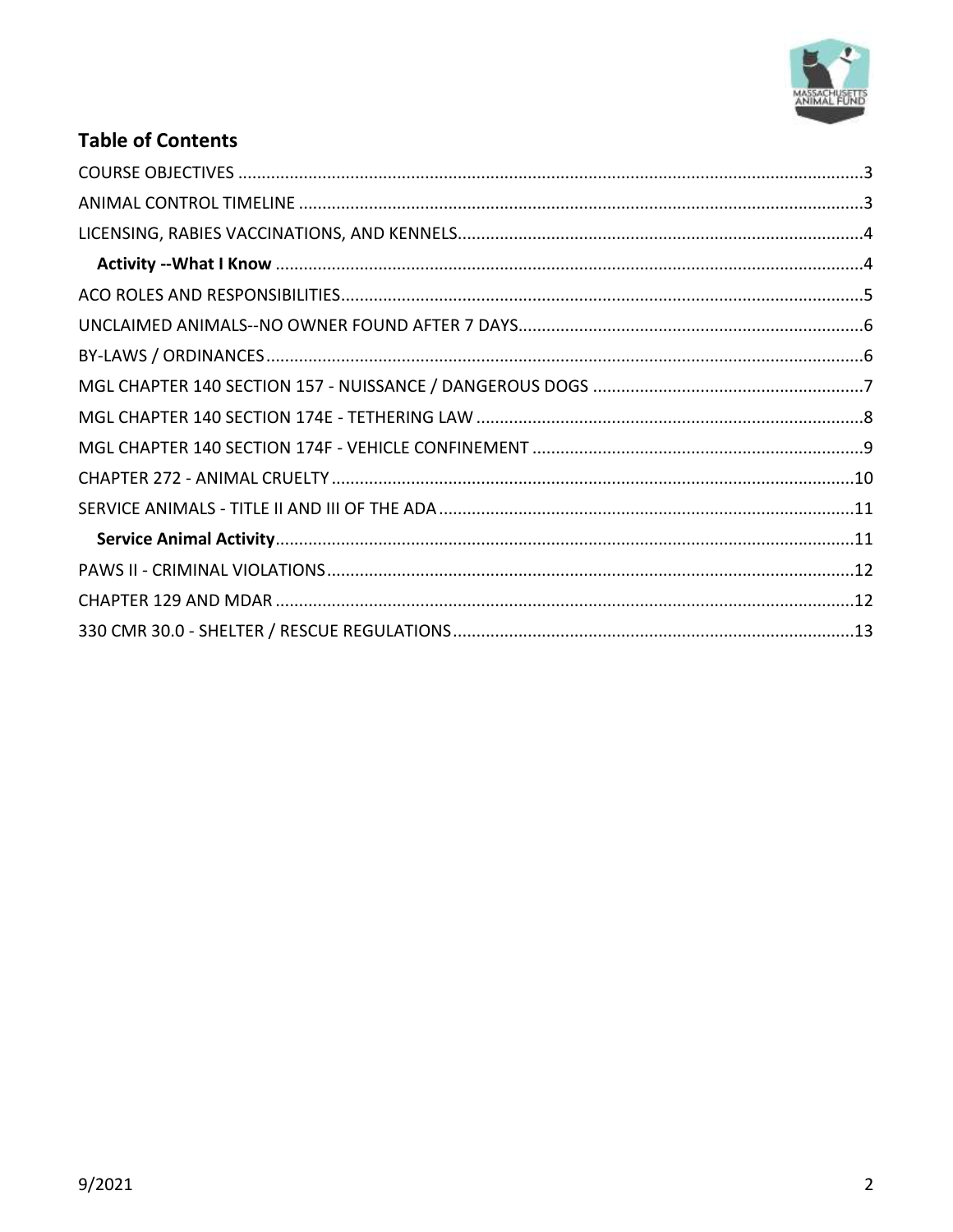## Table of Contents

COURSE OBJECTIVES ..... 3
ANIMAL CONTROL TIMELINE ..... 3
LICENSING, RABIES VACCINATIONS, AND KENNELS ..... 4
  **Activity --What I Know** ..... 4
ACO ROLES AND RESPONSIBILITIES ..... 5
UNCLAIMED ANIMALS--NO OWNER FOUND AFTER 7 DAYS ..... 6
BY-LAWS / ORDINANCES ..... 6
MGL CHAPTER 140 SECTION 157 - NUISSANCE / DANGEROUS DOGS ..... 7
MGL CHAPTER 140 SECTION 174E - TETHERING LAW ..... 8
MGL CHAPTER 140 SECTION 174F - VEHICLE CONFINEMENT ..... 9
CHAPTER 272 - ANIMAL CRUELTY ..... 10
SERVICE ANIMALS - TITLE II AND III OF THE ADA ..... 11
  **Service Animal Activity** ..... 11
PAWS II - CRIMINAL VIOLATIONS ..... 12
CHAPTER 129 AND MDAR ..... 12
330 CMR 30.0 - SHELTER / RESCUE REGULATIONS ..... 13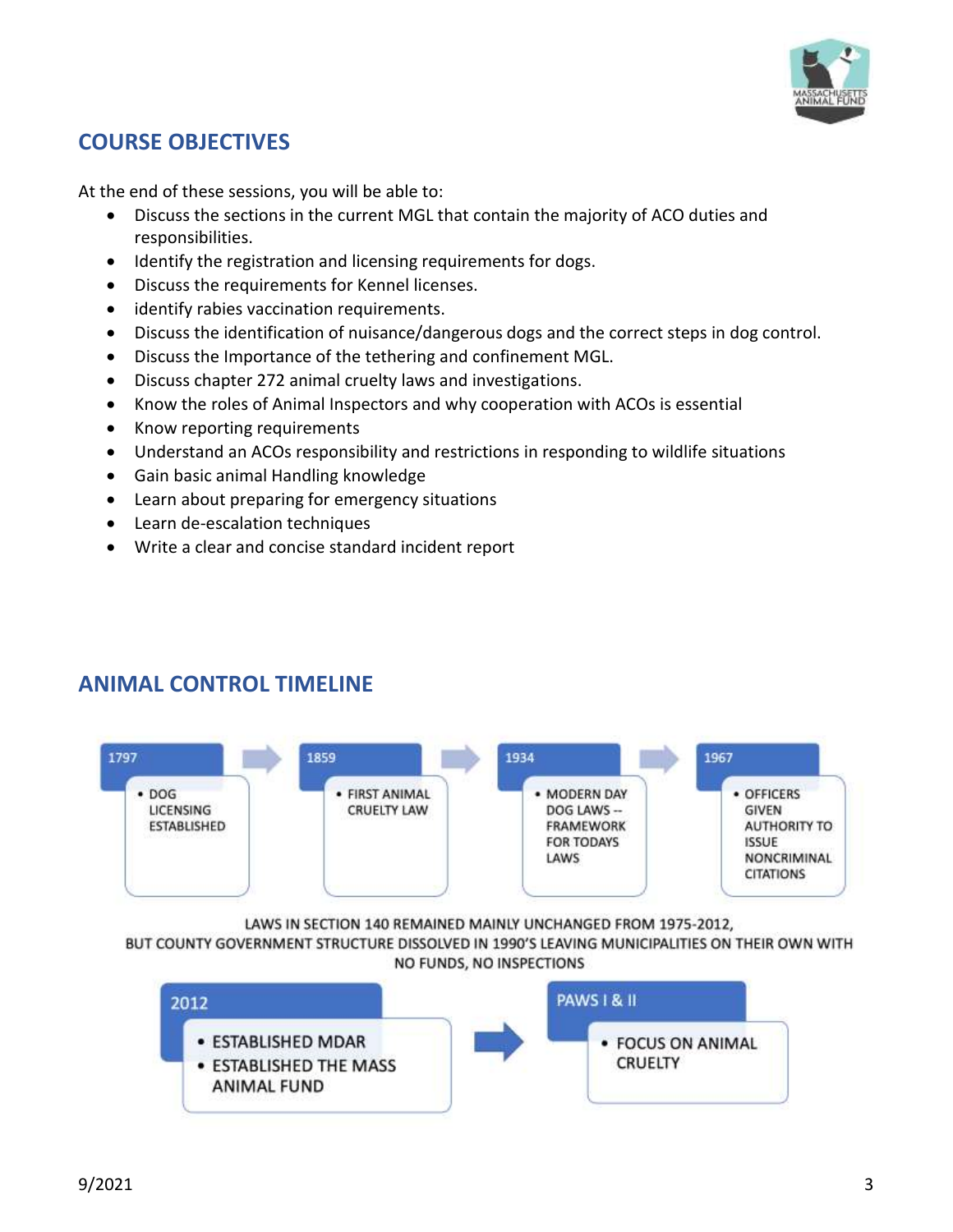## COURSE OBJECTIVES

At the end of these sessions, you will be able to:

- Discuss the sections in the current MGL that contain the majority of ACO duties and responsibilities.
- Identify the registration and licensing requirements for dogs.
- Discuss the requirements for Kennel licenses.
- identify rabies vaccination requirements.
- Discuss the identification of nuisance/dangerous dogs and the correct steps in dog control.
- Discuss the Importance of the tethering and confinement MGL.
- Discuss chapter 272 animal cruelty laws and investigations.
- Know the roles of Animal Inspectors and why cooperation with ACOs is essential
- Know reporting requirements
- Understand an ACOs responsibility and restrictions in responding to wildlife situations
- Gain basic animal Handling knowledge
- Learn about preparing for emergency situations
- Learn de-escalation techniques
- Write a clear and concise standard incident report

## ANIMAL CONTROL TIMELINE

**1797**
- DOG LICENSING ESTABLISHED

**1859**
- FIRST ANIMAL CRUELTY LAW

**1934**
- MODERN DAY DOG LAWS -- FRAMEWORK FOR TODAYS LAWS

**1967**
- OFFICERS GIVEN AUTHORITY TO ISSUE NONCRIMINAL CITATIONS

LAWS IN SECTION 140 REMAINED MAINLY UNCHANGED FROM 1975-2012, BUT COUNTY GOVERNMENT STRUCTURE DISSOLVED IN 1990'S LEAVING MUNICIPALITIES ON THEIR OWN WITH NO FUNDS, NO INSPECTIONS

**2012**
- ESTABLISHED MDAR
- ESTABLISHED THE MASS ANIMAL FUND

**PAWS I & II**
- FOCUS ON ANIMAL CRUELTY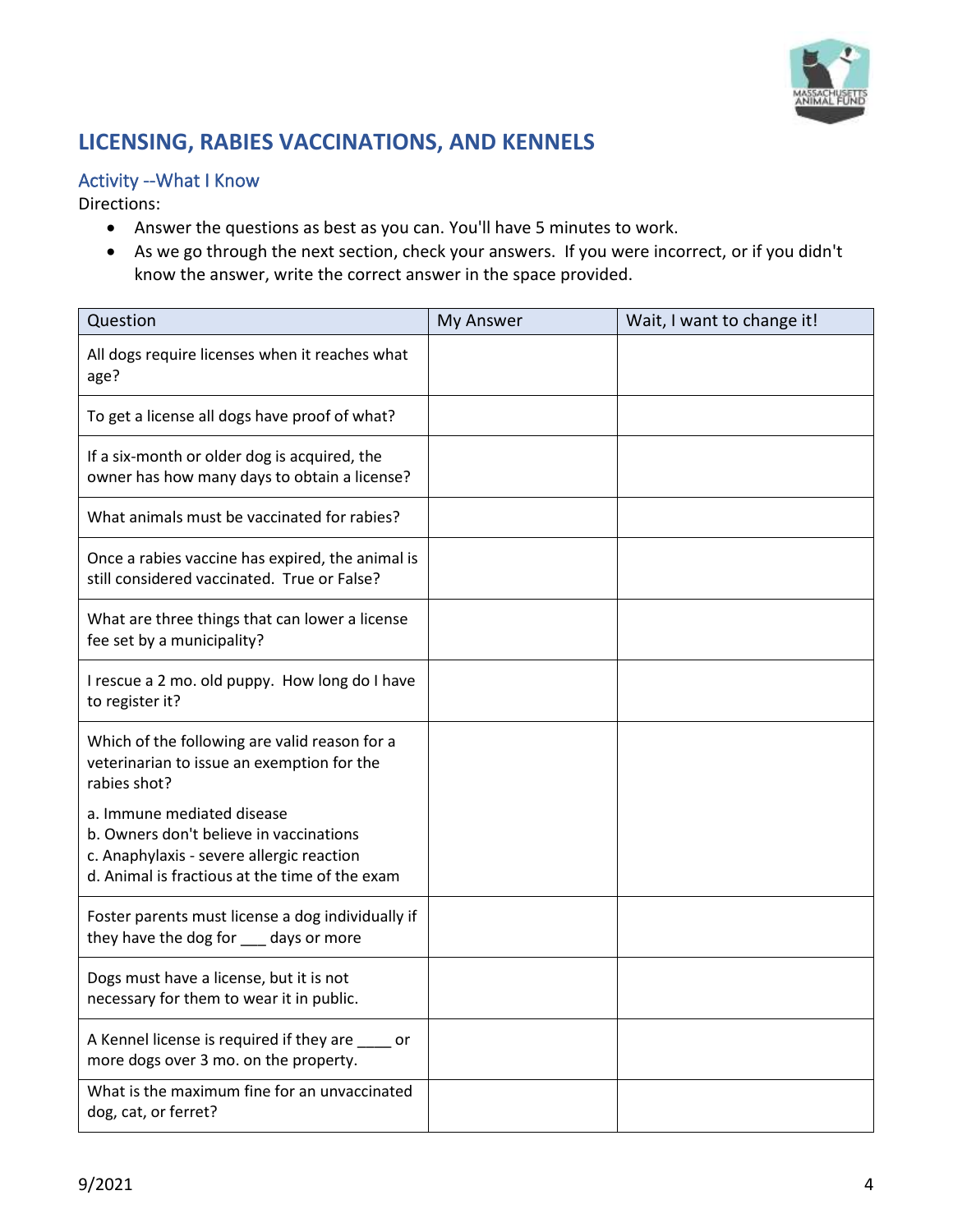## LICENSING, RABIES VACCINATIONS, AND KENNELS

### Activity --What I Know

Directions:

- Answer the questions as best as you can. You'll have 5 minutes to work.
- As we go through the next section, check your answers. If you were incorrect, or if you didn't know the answer, write the correct answer in the space provided.

| Question | My Answer | Wait, I want to change it! |
|---|---|---|
| All dogs require licenses when it reaches what age? | | |
| To get a license all dogs have proof of what? | | |
| If a six-month or older dog is acquired, the owner has how many days to obtain a license? | | |
| What animals must be vaccinated for rabies? | | |
| Once a rabies vaccine has expired, the animal is still considered vaccinated. True or False? | | |
| What are three things that can lower a license fee set by a municipality? | | |
| I rescue a 2 mo. old puppy. How long do I have to register it? | | |
| Which of the following are valid reason for a veterinarian to issue an exemption for the rabies shot?<br><br>a. Immune mediated disease<br>b. Owners don't believe in vaccinations<br>c. Anaphylaxis - severe allergic reaction<br>d. Animal is fractious at the time of the exam | | |
| Foster parents must license a dog individually if they have the dog for ___ days or more | | |
| Dogs must have a license, but it is not necessary for them to wear it in public. | | |
| A Kennel license is required if they are ____ or more dogs over 3 mo. on the property. | | |
| What is the maximum fine for an unvaccinated dog, cat, or ferret? | | |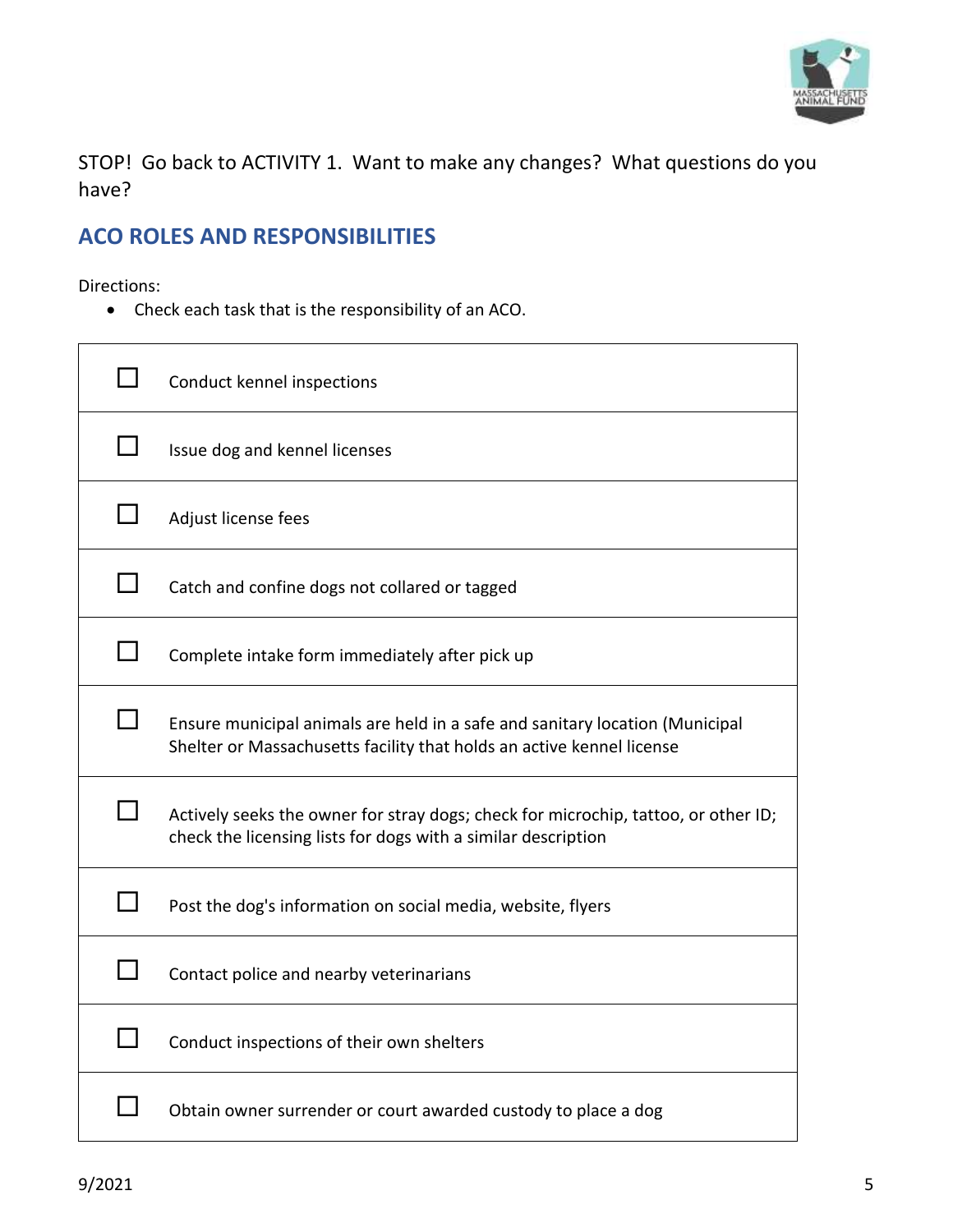STOP! Go back to ACTIVITY 1. Want to make any changes? What questions do you have?

## ACO ROLES AND RESPONSIBILITIES

Directions:

- Check each task that is the responsibility of an ACO.

| | |
|---|---|
| ☐ | Conduct kennel inspections |
| ☐ | Issue dog and kennel licenses |
| ☐ | Adjust license fees |
| ☐ | Catch and confine dogs not collared or tagged |
| ☐ | Complete intake form immediately after pick up |
| ☐ | Ensure municipal animals are held in a safe and sanitary location (Municipal Shelter or Massachusetts facility that holds an active kennel license |
| ☐ | Actively seeks the owner for stray dogs; check for microchip, tattoo, or other ID; check the licensing lists for dogs with a similar description |
| ☐ | Post the dog's information on social media, website, flyers |
| ☐ | Contact police and nearby veterinarians |
| ☐ | Conduct inspections of their own shelters |
| ☐ | Obtain owner surrender or court awarded custody to place a dog |

9/2021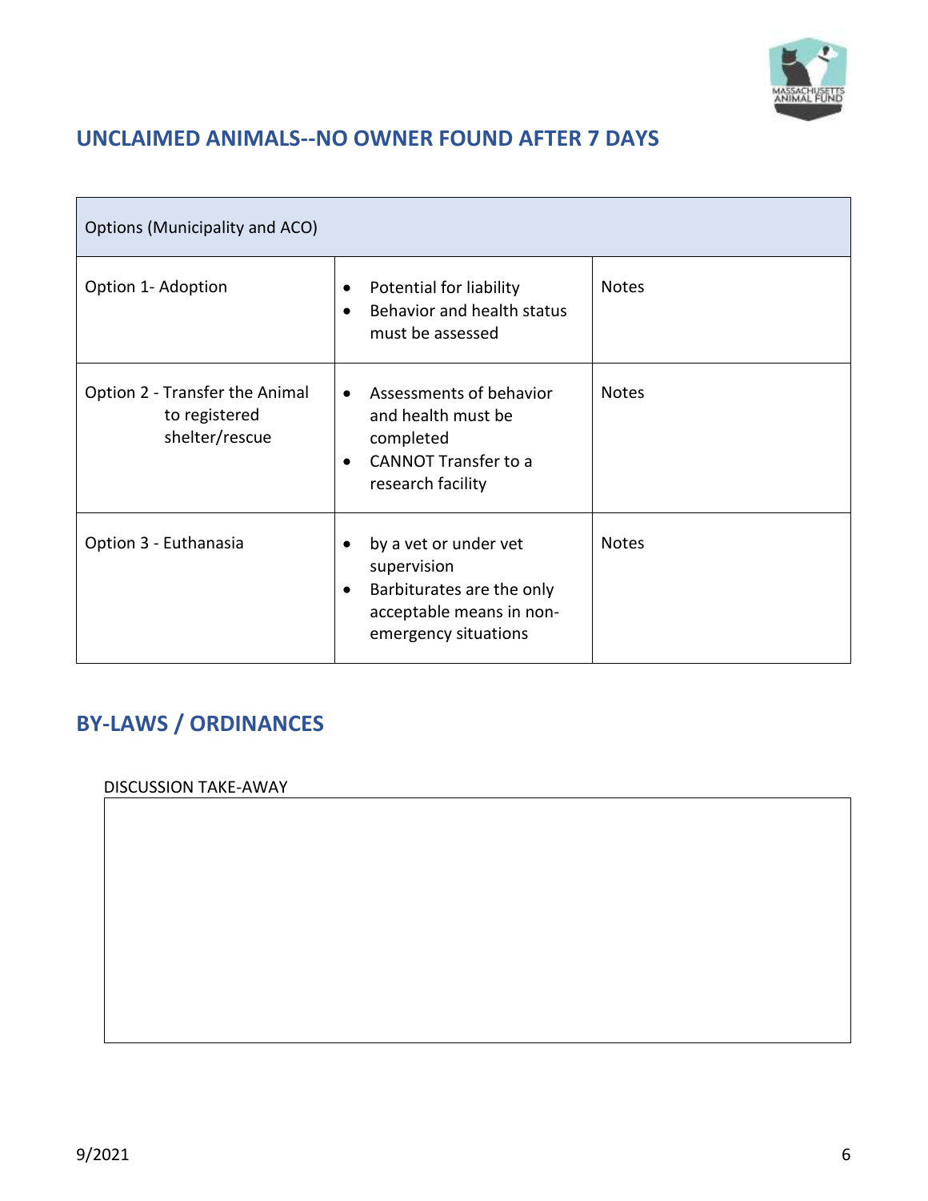## UNCLAIMED ANIMALS--NO OWNER FOUND AFTER 7 DAYS

| Options (Municipality and ACO) | | |
|---|---|---|
| Option 1- Adoption | • Potential for liability<br>• Behavior and health status must be assessed | Notes |
| Option 2 - Transfer the Animal to registered shelter/rescue | • Assessments of behavior and health must be completed<br>• CANNOT Transfer to a research facility | Notes |
| Option 3 - Euthanasia | • by a vet or under vet supervision<br>• Barbiturates are the only acceptable means in non-emergency situations | Notes |

## BY-LAWS / ORDINANCES

DISCUSSION TAKE-AWAY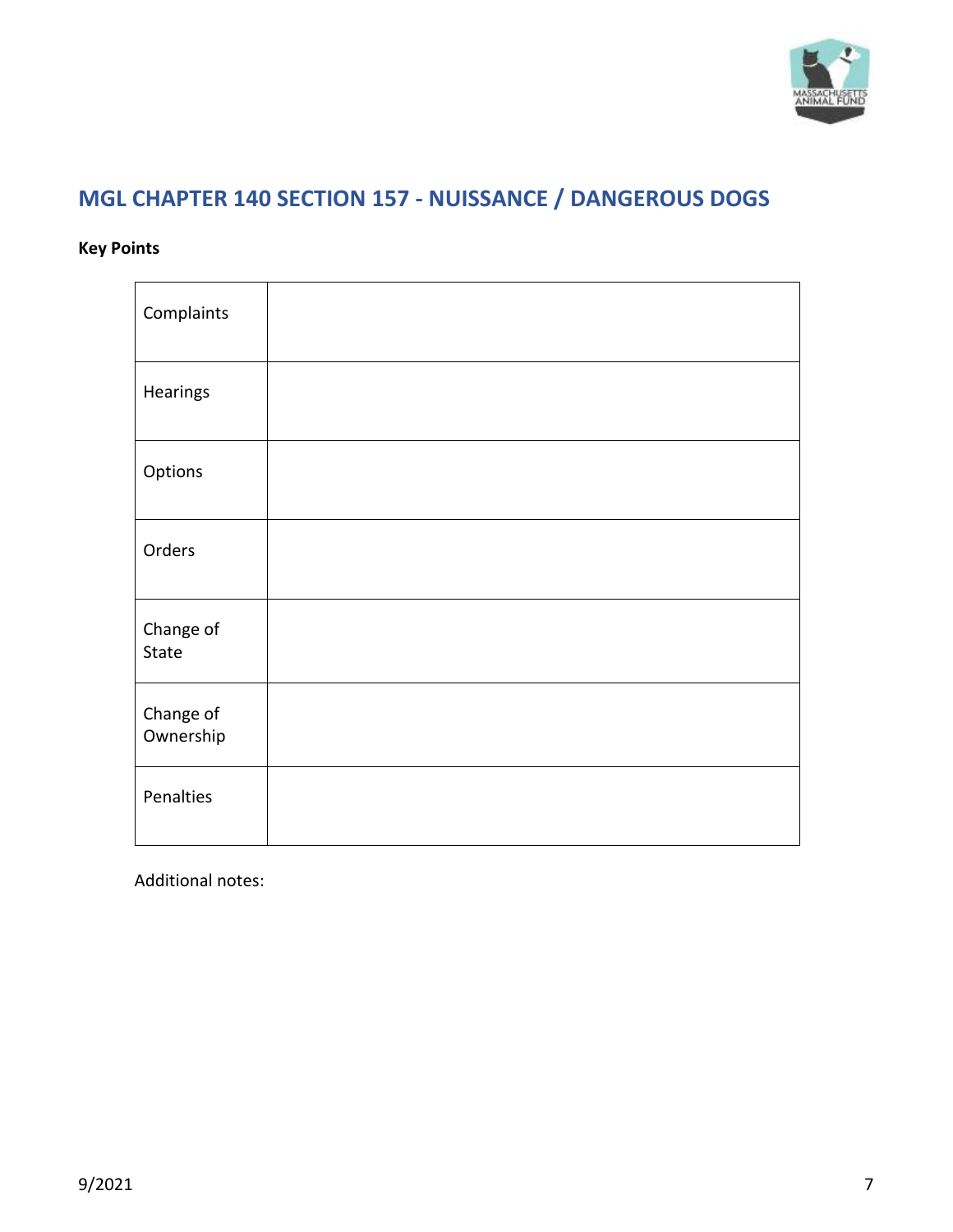## MGL CHAPTER 140 SECTION 157 - NUISSANCE / DANGEROUS DOGS

**Key Points**

| | |
|---|---|
| Complaints | |
| Hearings | |
| Options | |
| Orders | |
| Change of State | |
| Change of Ownership | |
| Penalties | |

Additional notes: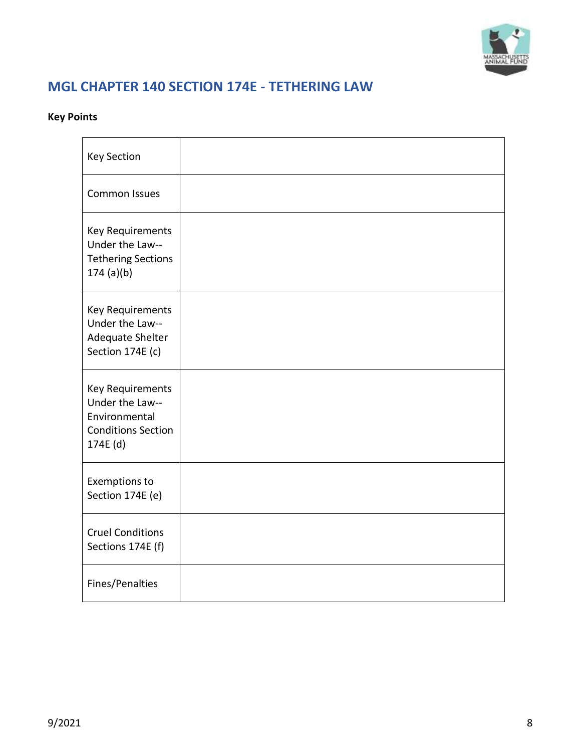## MGL CHAPTER 140 SECTION 174E - TETHERING LAW

**Key Points**

| | |
|---|---|
| Key Section | |
| Common Issues | |
| Key Requirements Under the Law--Tethering Sections 174 (a)(b) | |
| Key Requirements Under the Law--Adequate Shelter Section 174E (c) | |
| Key Requirements Under the Law--Environmental Conditions Section 174E (d) | |
| Exemptions to Section 174E (e) | |
| Cruel Conditions Sections 174E (f) | |
| Fines/Penalties | |

9/2021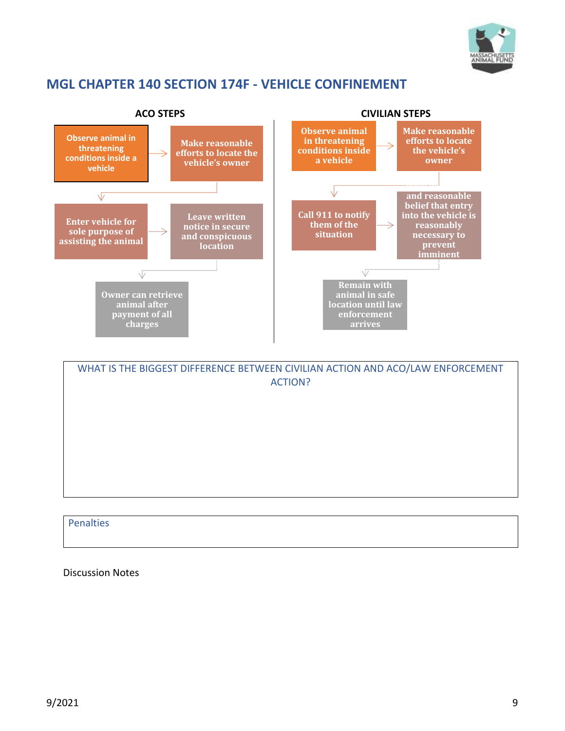## MGL CHAPTER 140 SECTION 174F - VEHICLE CONFINEMENT

**ACO STEPS**

1. Observe animal in threatening conditions inside a vehicle
2. Make reasonable efforts to locate the vehicle's owner
3. Enter vehicle for sole purpose of assisting the animal
4. Leave written notice in secure and conspicuous location
5. Owner can retrieve animal after payment of all charges

**CIVILIAN STEPS**

1. Observe animal in threatening conditions inside a vehicle
2. Make reasonable efforts to locate the vehicle's owner
3. Call 911 to notify them of the situation
4. and reasonable belief that entry into the vehicle is reasonably necessary to prevent imminent
5. Remain with animal in safe location until law enforcement arrives

WHAT IS THE BIGGEST DIFFERENCE BETWEEN CIVILIAN ACTION AND ACO/LAW ENFORCEMENT ACTION?

Penalties

Discussion Notes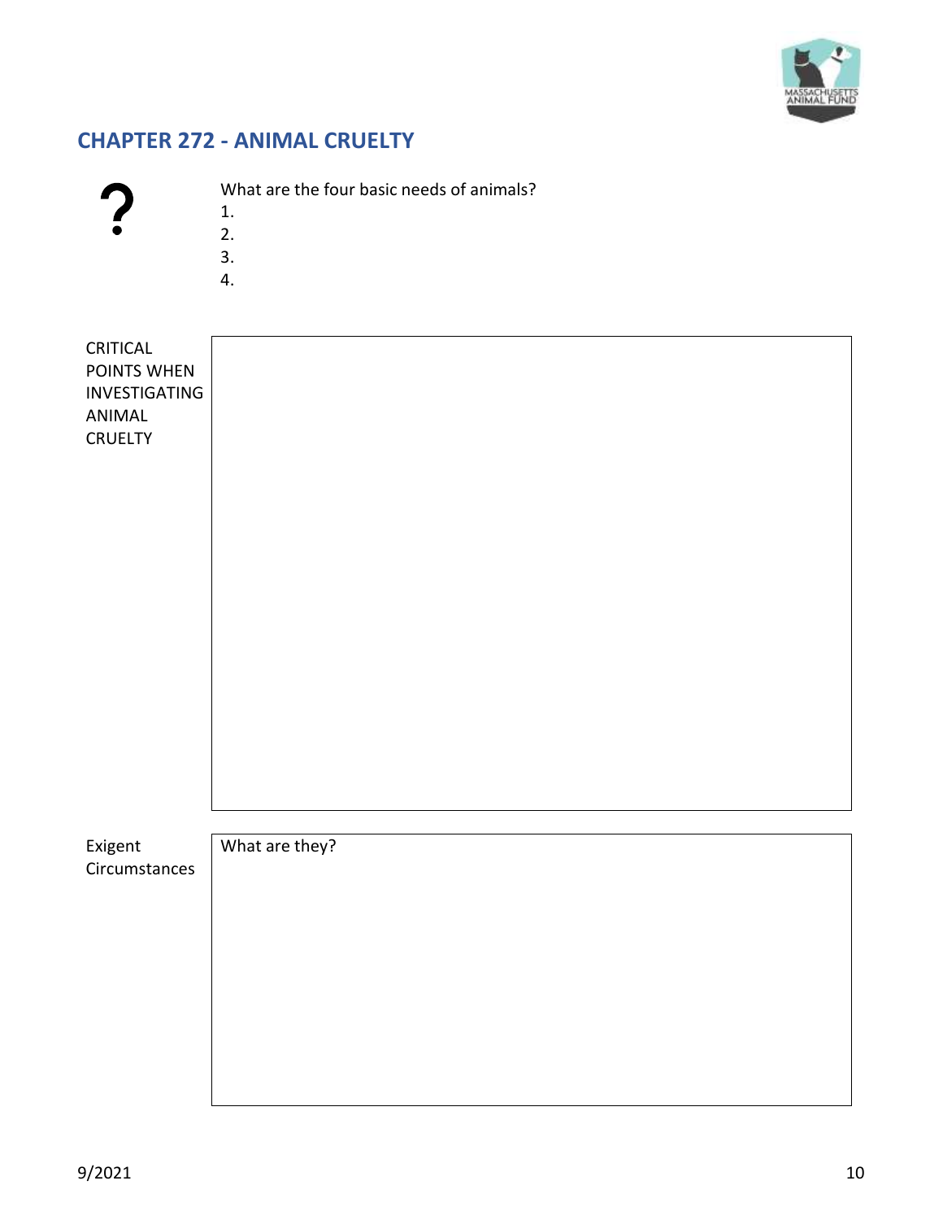## CHAPTER 272 - ANIMAL CRUELTY

?

What are the four basic needs of animals?

1.
2.
3.
4.

| CRITICAL POINTS WHEN INVESTIGATING ANIMAL CRUELTY | |
| --- | --- |

| Exigent Circumstances | What are they? |
| --- | --- |

9/2021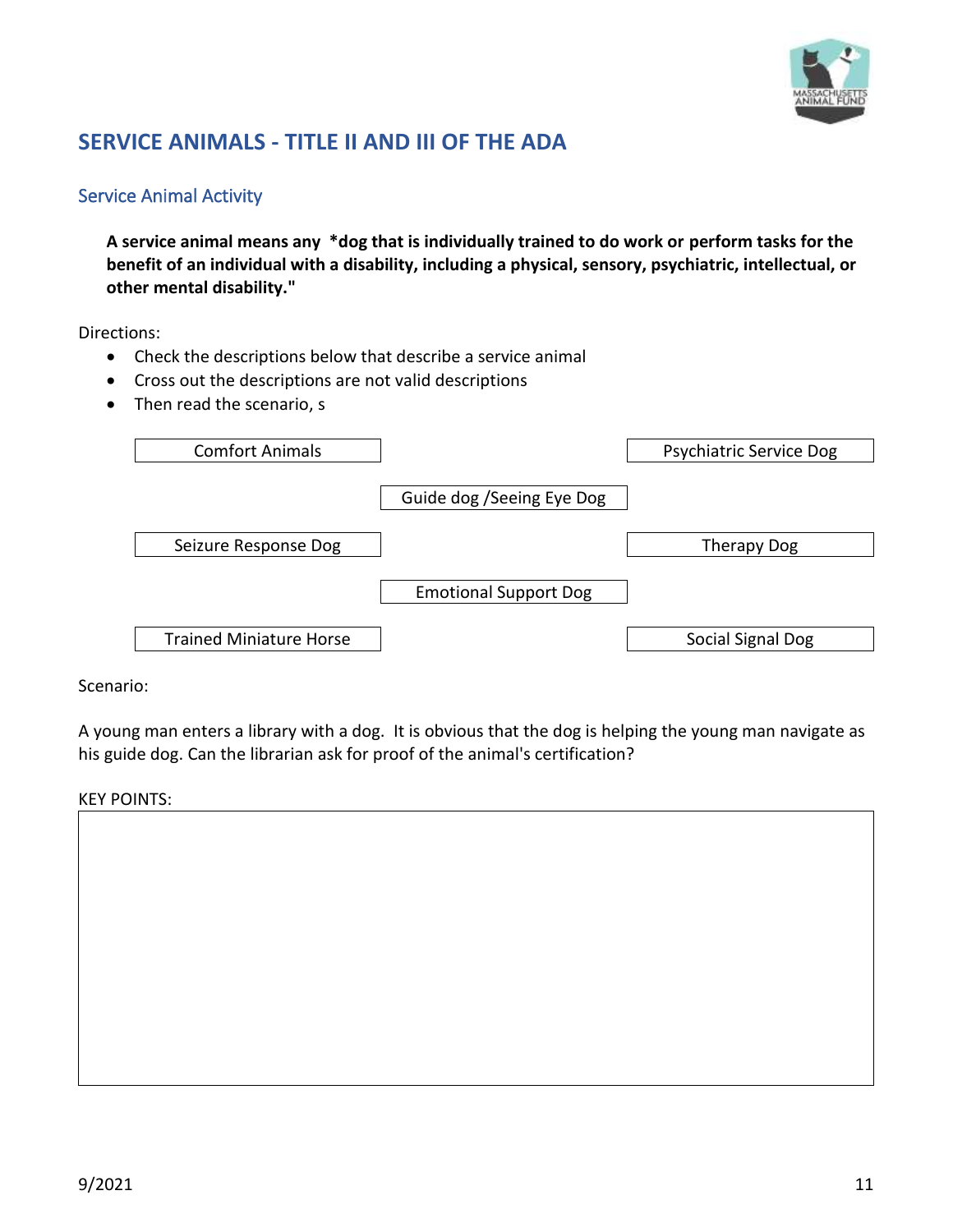## SERVICE ANIMALS - TITLE II AND III OF THE ADA

### Service Animal Activity

**A service animal means any *dog that is individually trained to do work or perform tasks for the benefit of an individual with a disability, including a physical, sensory, psychiatric, intellectual, or other mental disability."**

Directions:

- Check the descriptions below that describe a service animal
- Cross out the descriptions are not valid descriptions
- Then read the scenario, s

| | | |
|---|---|---|
| Comfort Animals | | Psychiatric Service Dog |
| | Guide dog /Seeing Eye Dog | |
| Seizure Response Dog | | Therapy Dog |
| | Emotional Support Dog | |
| Trained Miniature Horse | | Social Signal Dog |

Scenario:

A young man enters a library with a dog. It is obvious that the dog is helping the young man navigate as his guide dog. Can the librarian ask for proof of the animal's certification?

KEY POINTS: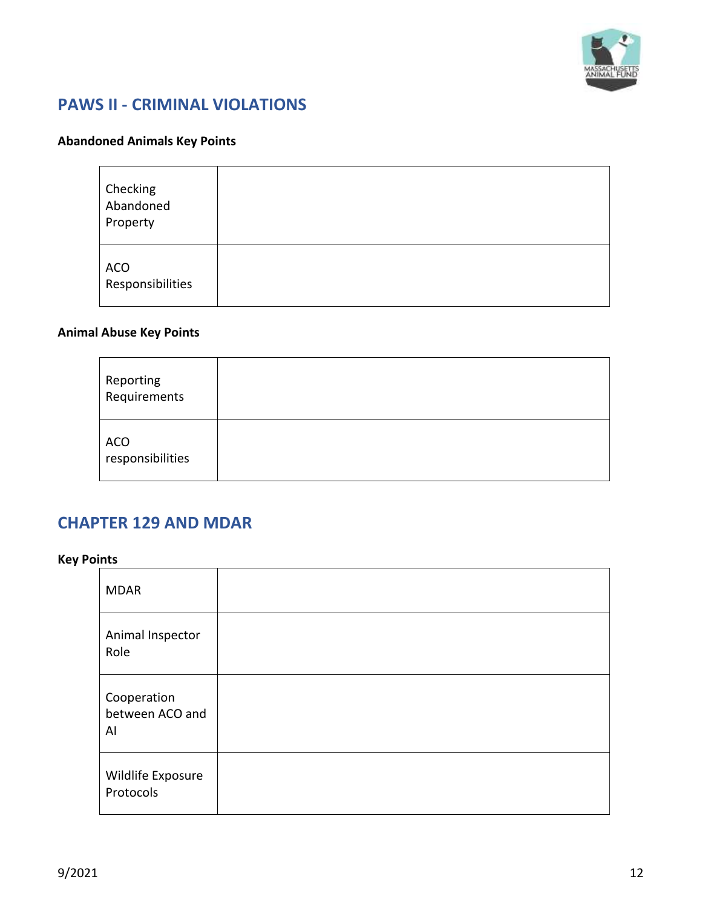## PAWS II - CRIMINAL VIOLATIONS

**Abandoned Animals Key Points**

| | |
|---|---|
| Checking Abandoned Property | |
| ACO Responsibilities | |

**Animal Abuse Key Points**

| | |
|---|---|
| Reporting Requirements | |
| ACO responsibilities | |

## CHAPTER 129 AND MDAR

**Key Points**

| | |
|---|---|
| MDAR | |
| Animal Inspector Role | |
| Cooperation between ACO and AI | |
| Wildlife Exposure Protocols | |

9/2021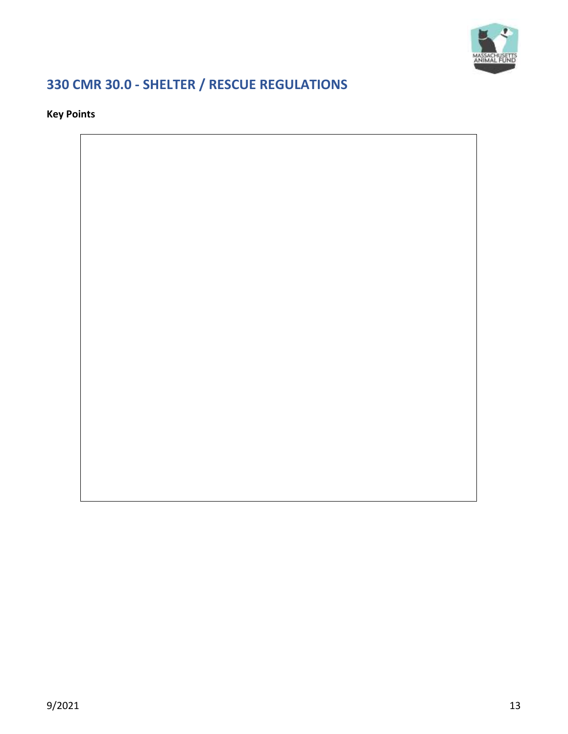# 330 CMR 30.0 - SHELTER / RESCUE REGULATIONS

**Key Points**